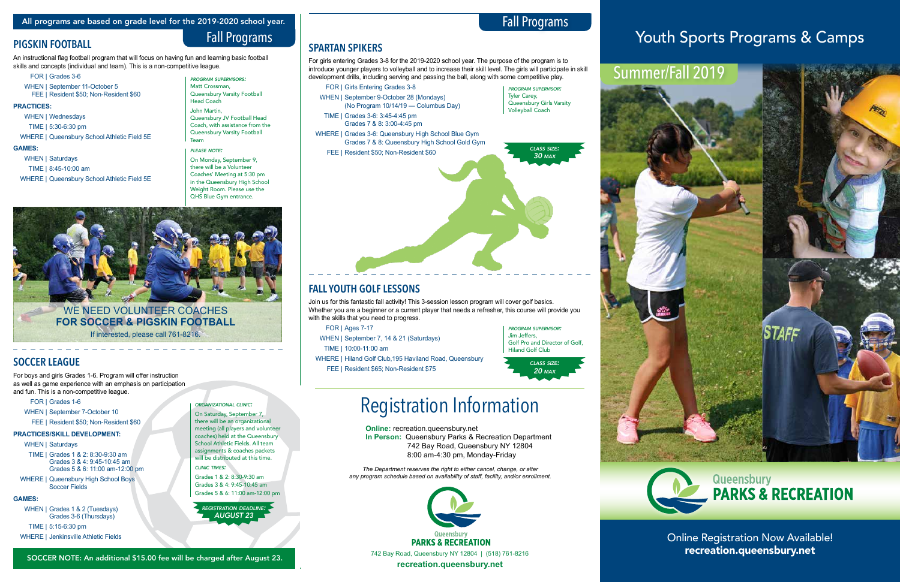All programs are based on grade level for the 2019-2020 school year.

# Fall Programs

## PIGSKIN FOOTBALL

An instructional flag football program that will focus on having fun and learning basic football skills and concepts (individual and team). This is a non-competitive league.

FOR | Grades 3-6

WHEN | September 11-October 5

FEE | Resident $50; Non-Resident $60

**PRACTICES:**

WHEN | Wednesdays

TIME | 5:30-6:30 pm

WHERE | Queensbury School Athletic Field 5E

**GAMES:**

WHEN | Saturdays

TIME | 8:45-10:00 am

WHERE | Queensbury School Athletic Field 5E

*PROGRAM SUPERVISORS:*

Matt Crossman, Queensbury Varsity Football Head Coach

John Martin, Queensbury JV Football Head Coach, with assistance from the Queensbury Varsity Football Team

*PLEASE NOTE:*

On Monday, September 9, there will be a Volunteer Coaches' Meeting at 5:30 pm in the Queensbury High School Weight Room. Please use the QHS Blue Gym entrance.

WE NEED VOLUNTEER COACHES
**FOR SOCCER & PIGSKIN FOOTBALL**
If interested, please call 761-8216.

## SOCCER LEAGUE

For boys and girls Grades 1-6. Program will offer instruction as well as game experience with an emphasis on participation and fun. This is a non-competitive league.

FOR | Grades 1-6

WHEN | September 7-October 10

FEE | Resident $50; Non-Resident $60

**PRACTICES/SKILL DEVELOPMENT:**

WHEN | Saturdays

TIME | Grades 1 & 2: 8:30-9:30 am
Grades 3 & 4: 9:45-10:45 am
Grades 5 & 6: 11:00 am-12:00 pm

WHERE | Queensbury High School Boys Soccer Fields

**GAMES:**

WHEN | Grades 1 & 2 (Tuesdays)
Grades 3-6 (Thursdays)

TIME | 5:15-6:30 pm

WHERE | Jenkinsville Athletic Fields

*ORGANIZATIONAL CLINIC:*

On Saturday, September 7, there will be an organizational meeting (all players and volunteer coaches) held at the Queensbury School Athletic Fields. All team assignments & coaches packets will be distributed at this time.

*CLINIC TIMES:*

Grades 1 & 2: 8:30-9:30 am
Grades 3 & 4: 9:45-10:45 am
Grades 5 & 6: 11:00 am-12:00 pm

*REGISTRATION DEADLINE:* ***AUGUST 23***

SOCCER NOTE: An additional $15.00 fee will be charged after August 23.

# Fall Programs

## SPARTAN SPIKERS

For girls entering Grades 3-8 for the 2019-2020 school year. The purpose of the program is to introduce younger players to volleyball and to increase their skill level. The girls will participate in skill development drills, including serving and passing the ball, along with some competitive play.

FOR | Girls Entering Grades 3-8

WHEN | September 9-October 28 (Mondays)
(No Program 10/14/19 — Columbus Day)

TIME | Grades 3-6: 3:45-4:45 pm
Grades 7 & 8: 3:00-4:45 pm

WHERE | Grades 3-6: Queensbury High School Blue Gym
Grades 7 & 8: Queensbury High School Gold Gym

FEE | Resident $50; Non-Resident $60

*PROGRAM SUPERVISOR:*

Tyler Carey, Queensbury Girls Varsity Volleyball Coach

*CLASS SIZE:* ***30 MAX***

## FALL YOUTH GOLF LESSONS

Join us for this fantastic fall activity! This 3-session lesson program will cover golf basics. Whether you are a beginner or a current player that needs a refresher, this course will provide you with the skills that you need to progress.

FOR | Ages 7-17

WHEN | September 7, 14 & 21 (Saturdays)

TIME | 10:00-11:00 am

WHERE | Hiland Golf Club,195 Haviland Road, Queensbury

FEE | Resident $65; Non-Resident $75

*PROGRAM SUPERVISOR:*

Jim Jeffers, Golf Pro and Director of Golf, Hiland Golf Club

*CLASS SIZE:* ***20 MAX***

# Registration Information

**Online:** recreation.queensbury.net

**In Person:** Queensbury Parks & Recreation Department
742 Bay Road, Queensbury NY 12804
8:00 am-4:30 pm, Monday-Friday

*The Department reserves the right to either cancel, change, or alter any program schedule based on availability of staff, facility, and/or enrollment.*

Queensbury **PARKS & RECREATION**

742 Bay Road, Queensbury NY 12804 | (518) 761-8216

**recreation.queensbury.net**

# Youth Sports Programs & Camps

## Summer/Fall 2019

Queensbury **PARKS & RECREATION**

Online Registration Now Available!
**recreation.queensbury.net**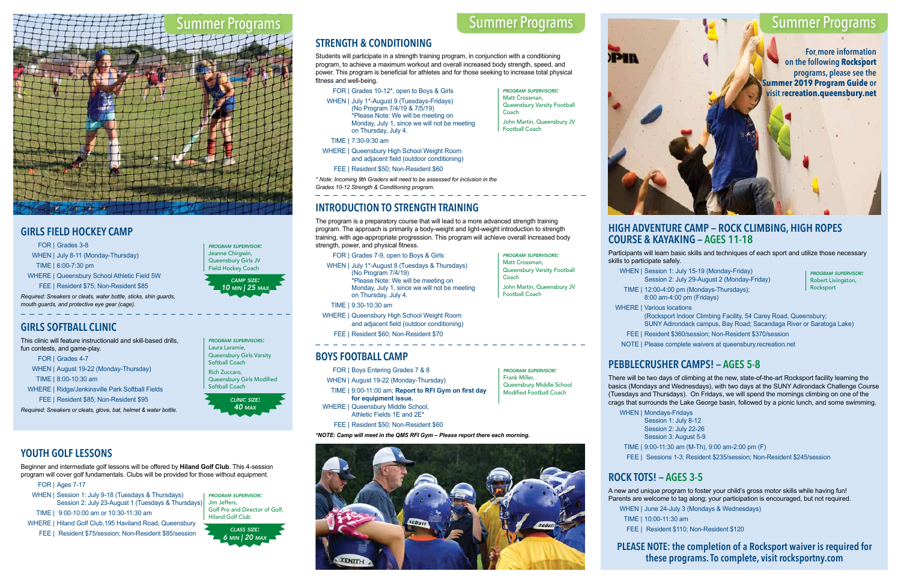# Summer Programs

## GIRLS FIELD HOCKEY CAMP

FOR | Grades 3-8

WHEN | July 8-11 (Monday-Thursday)

TIME | 6:00-7:30 pm

WHERE | Queensbury School Athletic Field 5W

FEE | Resident $75; Non-Resident $85

*Required: Sneakers or cleats, water bottle, sticks, shin guards, mouth guards, and protective eye gear (cage).*

*PROGRAM SUPERVISOR:*
Jeanne Chirgwin, Queensbury Girls JV Field Hockey Coach

*CAMP SIZE: 10 MIN | 25 MAX*

## GIRLS SOFTBALL CLINIC

This clinic will feature instructionald and skill-based drills, fun contests, and game-play.

FOR | Grades 4-7

WHEN | August 19-22 (Monday-Thursday)

TIME | 8:00-10:30 am

WHERE | Ridge/Jenkinsville Park Softball Fields

FEE | Resident $85; Non-Resident $95

*Required: Sneakers or cleats, glove, bat, helmet & water bottle.*

*PROGRAM SUPERVISORS:*
Laura Laramie, Queensbury Girls Varsity Softball Coach
Rich Zuccaro, Queensbury Girls Modified Softball Coach

*CLINIC SIZE: 40 MAX*

## YOUTH GOLF LESSONS

Beginner and intermediate golf lessons will be offered by **Hiland Golf Club**. This 4-session program will cover golf fundamentals. Clubs will be provided for those without equipment.

FOR | Ages 7-17

WHEN | Session 1: July 9-18 (Tuesdays & Thursdays)
Session 2: July 23-August 1 (Tuesdays & Thursdays)

TIME | 9:00-10:00 am or 10:30-11:30 am

WHERE | Hiland Golf Club,195 Haviland Road, Queensbury

FEE | Resident $75/session; Non-Resident $85/session

*PROGRAM SUPERVISOR:*
Jim Jeffers, Golf Pro and Director of Golf, Hiland Golf Club

*CLASS SIZE: 6 MIN | 20 MAX*

## STRENGTH & CONDITIONING

Students will participate in a strength training program, in conjunction with a conditioning program, to achieve a maximum workout and overall increased body strength, speed, and power. This program is beneficial for athletes and for those seeking to increase total physical fitness and well-being.

FOR | Grades 10-12*, open to Boys & Girls

WHEN | July 1*-August 9 (Tuesdays-Fridays)
(No Program 7/4/19 & 7/5/19)
*Please Note: We will be meeting on Monday, July 1, since we will not be meeting on Thursday, July 4.

TIME | 7:30-9:30 am

WHERE | Queensbury High School Weight Room and adjacent field (outdoor conditioning)

FEE | Resident $50; Non-Resident $60

*PROGRAM SUPERVISORS:*
Matt Crossman, Queensbury Varsity Football Coach
John Martin, Queensbury JV Football Coach

*\* Note: Incoming 9th Graders will need to be assessed for inclusion in the Grades 10-12 Strength & Conditioning program.*

## INTRODUCTION TO STRENGTH TRAINING

The program is a preparatory course that will lead to a more advanced strength training program. The approach is primarily a body-weight and light-weight introduction to strength training, with age-appropriate progression. This program will achieve overall increased body strength, power, and physical fitness.

FOR | Grades 7-9, open to Boys & Girls

WHEN | July 1*-August 8 (Tuesdays & Thursdays)
(No Program 7/4/19)
*Please Note: We will be meeting on Monday, July 1, since we will not be meeting on Thursday, July 4.

TIME | 9:30-10:30 am

WHERE | Queensbury High School Weight Room and adjacent field (outdoor conditioning)

FEE | Resident $60; Non-Resident $70

*PROGRAM SUPERVISORS:*
Matt Crossman, Queensbury Varsity Football Coach
John Martin, Queensbury JV Football Coach

## BOYS FOOTBALL CAMP

FOR | Boys Entering Grades 7 & 8

WHEN | August 19-22 (Monday-Thursday)

TIME | 9:00-11:00 am; **Report to RFI Gym on first day for equipment issue.**

WHERE | Queensbury Middle School, Athletic Fields 1E and 2E*

FEE | Resident $50; Non-Resident $60

*PROGRAM SUPERVISOR:*
Frank Miller, Queensbury Middle School Modified Football Coach

***NOTE: Camp will meet in the QMS RFI Gym – Please report there each morning.***

**For more information on the following Rocksport programs, please see the Summer 2019 Program Guide or visit recreation.queensbury.net**

## HIGH ADVENTURE CAMP – ROCK CLIMBING, HIGH ROPES COURSE & KAYAKING – AGES 11-18

Participants will learn basic skills and techniques of each sport and utilize those necessary skills to participate safely.

WHEN | Session 1: July 15-19 (Monday-Friday)
Session 2: July 29-August 2 (Monday-Friday)

TIME | 12:00-4:00 pm (Mondays-Thursdays);
8:00 am-4:00 pm (Fridays)

WHERE | Various locations
(Rocksport Indoor Climbing Facility, 54 Carey Road, Queensbury; SUNY Adirondack campus, Bay Road; Sacandaga River or Saratoga Lake)

FEE | Resident $360/session; Non-Resident $370/session

NOTE | Please complete waivers at queensbury.recreation.net

*PROGRAM SUPERVISOR:*
Robert Livingston, Rocksport

## PEBBLECRUSHER CAMPS! – AGES 5-8

There will be two days of climbing at the new, state-of-the-art Rocksport facility learning the basics (Mondays and Wednesdays), with two days at the SUNY Adirondack Challenge Course (Tuesdays and Thursdays). On Fridays, we will spend the mornings climbing on one of the crags that surrounds the Lake George basin, followed by a picnic lunch, and some swimming.

WHEN | Mondays-Fridays
Session 1: July 8-12
Session 2: July 22-26
Session 3: August 5-9

TIME | 9:00-11:30 am (M-Th), 9:00 am-2:00 pm (F)

FEE | Sessions 1-3: Resident $235/session; Non-Resident $245/session

## ROCK TOTS! – AGES 3-5

A new and unique program to foster your child's gross motor skills while having fun! Parents are welcome to tag along; your participation is encouraged, but not required.

WHEN | June 24-July 3 (Mondays & Wednesdays)

TIME | 10:00-11:30 am

FEE | Resident $110; Non-Resident $120

**PLEASE NOTE: the completion of a Rocksport waiver is required for these programs. To complete, visit rocksportny.com**